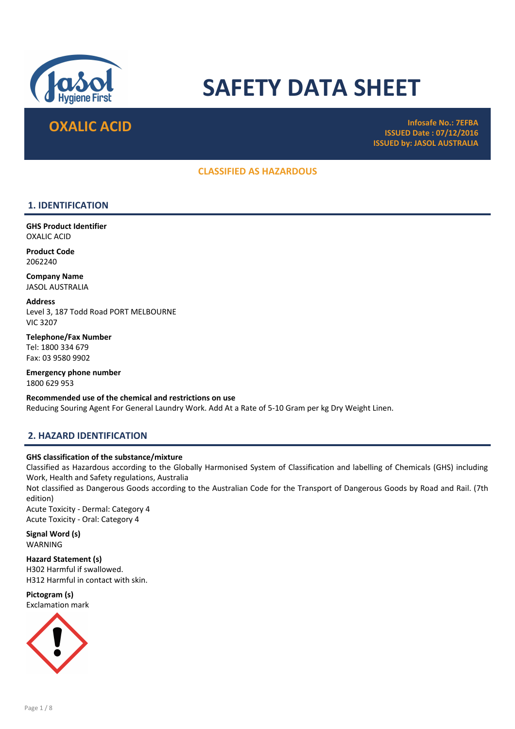# SAFETY DATA SHEET

## OXALIC ACID

**Infosafe No.: 7EFBA**
**ISSUED Date : 07/12/2016**
**ISSUED by: JASOL AUSTRALIA**

**CLASSIFIED AS HAZARDOUS**

## 1. IDENTIFICATION

**GHS Product Identifier**
OXALIC ACID

**Product Code**
2062240

**Company Name**
JASOL AUSTRALIA

**Address**
Level 3, 187 Todd Road PORT MELBOURNE
VIC 3207

**Telephone/Fax Number**
Tel: 1800 334 679
Fax: 03 9580 9902

**Emergency phone number**
1800 629 953

**Recommended use of the chemical and restrictions on use**
Reducing Souring Agent For General Laundry Work. Add At a Rate of 5-10 Gram per kg Dry Weight Linen.

## 2. HAZARD IDENTIFICATION

**GHS classification of the substance/mixture**
Classified as Hazardous according to the Globally Harmonised System of Classification and labelling of Chemicals (GHS) including Work, Health and Safety regulations, Australia
Not classified as Dangerous Goods according to the Australian Code for the Transport of Dangerous Goods by Road and Rail. (7th edition)
Acute Toxicity - Dermal: Category 4
Acute Toxicity - Oral: Category 4

**Signal Word (s)**
WARNING

**Hazard Statement (s)**
H302 Harmful if swallowed.
H312 Harmful in contact with skin.

**Pictogram (s)**
Exclamation mark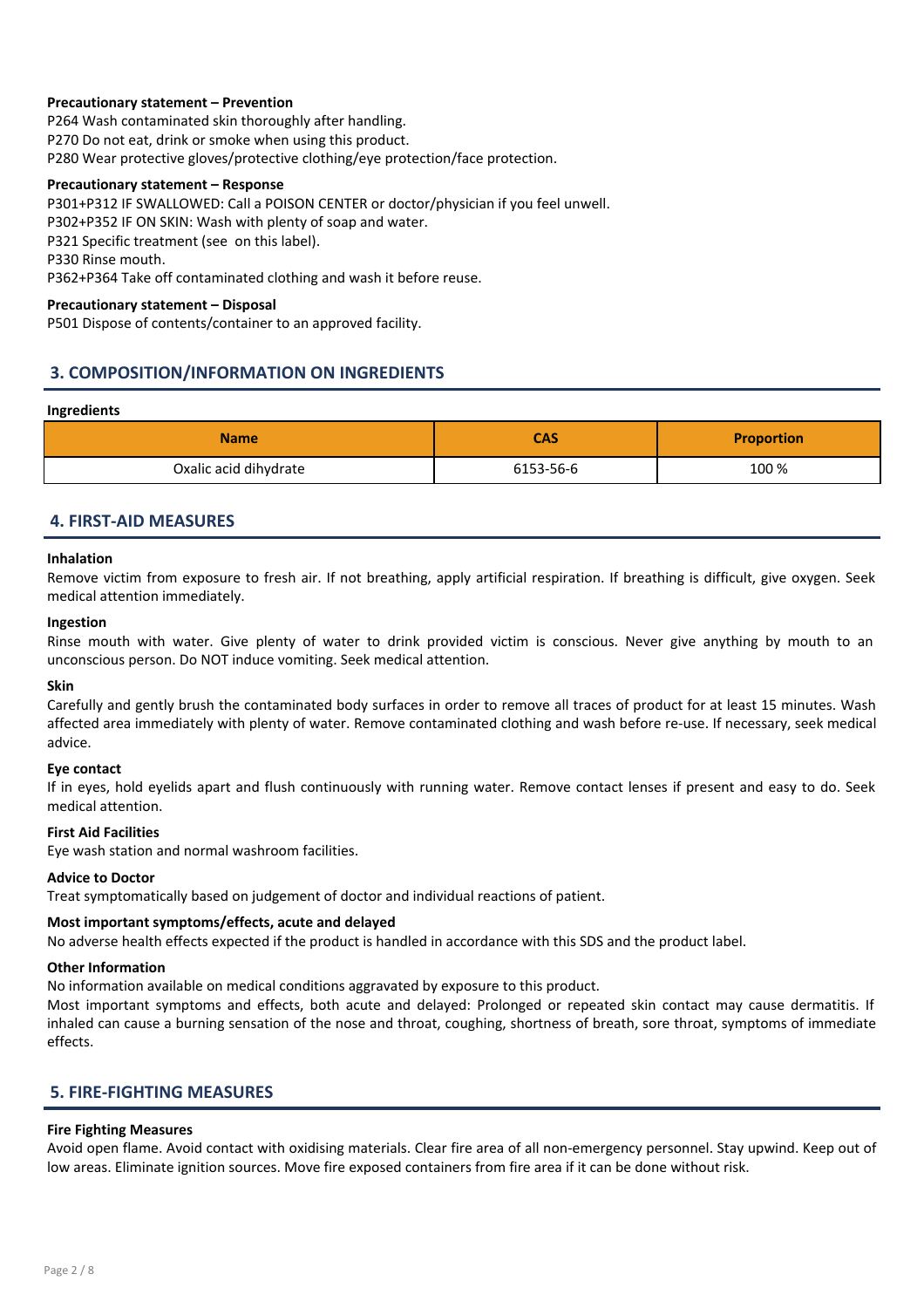**Precautionary statement – Prevention**

P264 Wash contaminated skin thoroughly after handling.
P270 Do not eat, drink or smoke when using this product.
P280 Wear protective gloves/protective clothing/eye protection/face protection.

**Precautionary statement – Response**

P301+P312 IF SWALLOWED: Call a POISON CENTER or doctor/physician if you feel unwell.
P302+P352 IF ON SKIN: Wash with plenty of soap and water.
P321 Specific treatment (see  on this label).
P330 Rinse mouth.
P362+P364 Take off contaminated clothing and wash it before reuse.

**Precautionary statement – Disposal**

P501 Dispose of contents/container to an approved facility.

## 3. COMPOSITION/INFORMATION ON INGREDIENTS

**Ingredients**

| Name | CAS | Proportion |
|---|---|---|
| Oxalic acid dihydrate | 6153-56-6 | 100 % |

## 4. FIRST-AID MEASURES

**Inhalation**

Remove victim from exposure to fresh air. If not breathing, apply artificial respiration. If breathing is difficult, give oxygen. Seek medical attention immediately.

**Ingestion**

Rinse mouth with water. Give plenty of water to drink provided victim is conscious. Never give anything by mouth to an unconscious person. Do NOT induce vomiting. Seek medical attention.

**Skin**

Carefully and gently brush the contaminated body surfaces in order to remove all traces of product for at least 15 minutes. Wash affected area immediately with plenty of water. Remove contaminated clothing and wash before re-use. If necessary, seek medical advice.

**Eye contact**

If in eyes, hold eyelids apart and flush continuously with running water. Remove contact lenses if present and easy to do. Seek medical attention.

**First Aid Facilities**

Eye wash station and normal washroom facilities.

**Advice to Doctor**

Treat symptomatically based on judgement of doctor and individual reactions of patient.

**Most important symptoms/effects, acute and delayed**

No adverse health effects expected if the product is handled in accordance with this SDS and the product label.

**Other Information**

No information available on medical conditions aggravated by exposure to this product.
Most important symptoms and effects, both acute and delayed: Prolonged or repeated skin contact may cause dermatitis. If inhaled can cause a burning sensation of the nose and throat, coughing, shortness of breath, sore throat, symptoms of immediate effects.

## 5. FIRE-FIGHTING MEASURES

**Fire Fighting Measures**

Avoid open flame. Avoid contact with oxidising materials. Clear fire area of all non-emergency personnel. Stay upwind. Keep out of low areas. Eliminate ignition sources. Move fire exposed containers from fire area if it can be done without risk.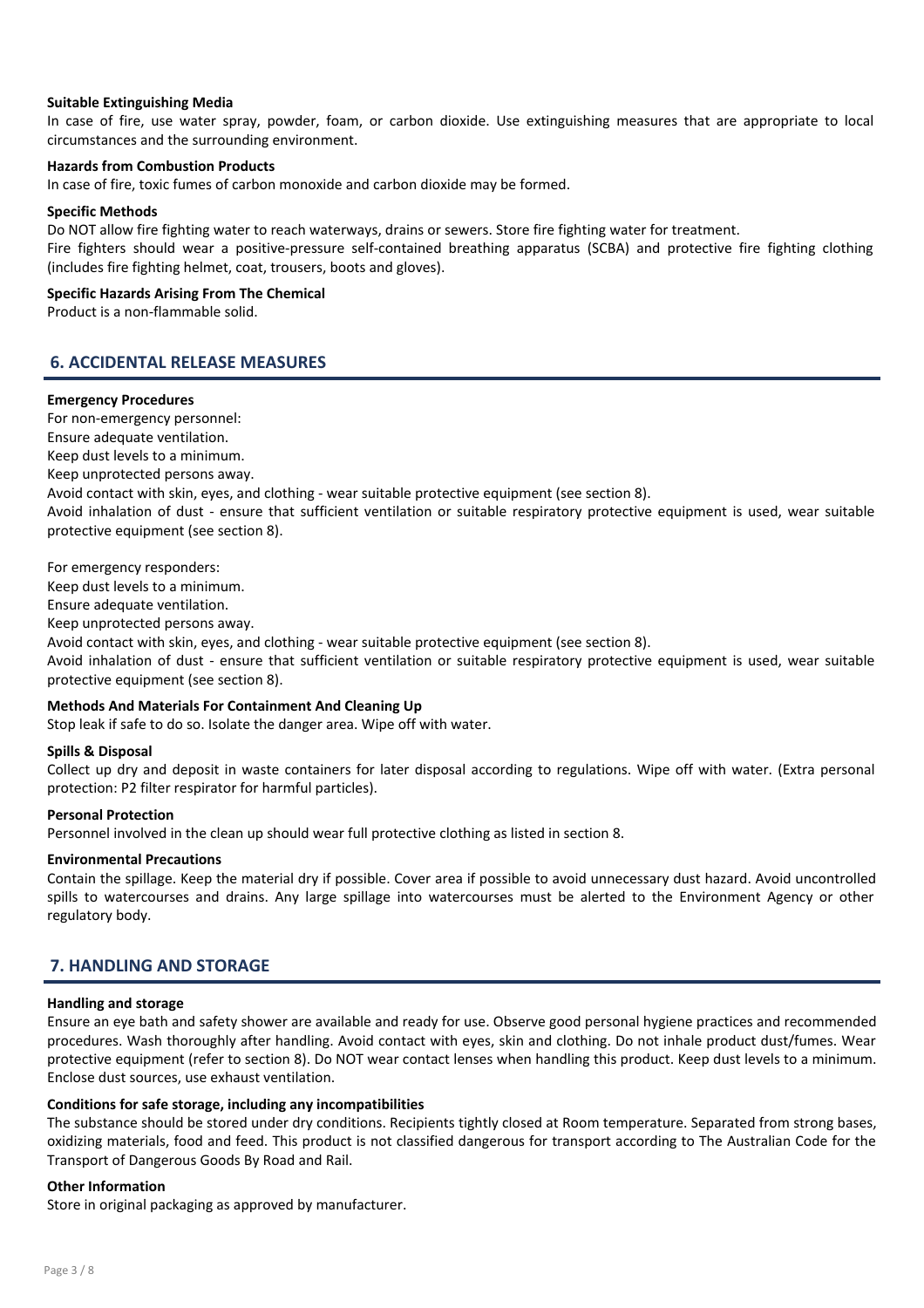**Suitable Extinguishing Media**

In case of fire, use water spray, powder, foam, or carbon dioxide. Use extinguishing measures that are appropriate to local circumstances and the surrounding environment.

**Hazards from Combustion Products**

In case of fire, toxic fumes of carbon monoxide and carbon dioxide may be formed.

**Specific Methods**

Do NOT allow fire fighting water to reach waterways, drains or sewers. Store fire fighting water for treatment.

Fire fighters should wear a positive-pressure self-contained breathing apparatus (SCBA) and protective fire fighting clothing (includes fire fighting helmet, coat, trousers, boots and gloves).

**Specific Hazards Arising From The Chemical**

Product is a non-flammable solid.

## 6. ACCIDENTAL RELEASE MEASURES

**Emergency Procedures**

For non-emergency personnel:
Ensure adequate ventilation.
Keep dust levels to a minimum.
Keep unprotected persons away.
Avoid contact with skin, eyes, and clothing - wear suitable protective equipment (see section 8).
Avoid inhalation of dust - ensure that sufficient ventilation or suitable respiratory protective equipment is used, wear suitable protective equipment (see section 8).

For emergency responders:
Keep dust levels to a minimum.
Ensure adequate ventilation.
Keep unprotected persons away.
Avoid contact with skin, eyes, and clothing - wear suitable protective equipment (see section 8).
Avoid inhalation of dust - ensure that sufficient ventilation or suitable respiratory protective equipment is used, wear suitable protective equipment (see section 8).

**Methods And Materials For Containment And Cleaning Up**

Stop leak if safe to do so. Isolate the danger area. Wipe off with water.

**Spills & Disposal**

Collect up dry and deposit in waste containers for later disposal according to regulations. Wipe off with water. (Extra personal protection: P2 filter respirator for harmful particles).

**Personal Protection**

Personnel involved in the clean up should wear full protective clothing as listed in section 8.

**Environmental Precautions**

Contain the spillage. Keep the material dry if possible. Cover area if possible to avoid unnecessary dust hazard. Avoid uncontrolled spills to watercourses and drains. Any large spillage into watercourses must be alerted to the Environment Agency or other regulatory body.

## 7. HANDLING AND STORAGE

**Handling and storage**

Ensure an eye bath and safety shower are available and ready for use. Observe good personal hygiene practices and recommended procedures. Wash thoroughly after handling. Avoid contact with eyes, skin and clothing. Do not inhale product dust/fumes. Wear protective equipment (refer to section 8). Do NOT wear contact lenses when handling this product. Keep dust levels to a minimum. Enclose dust sources, use exhaust ventilation.

**Conditions for safe storage, including any incompatibilities**

The substance should be stored under dry conditions. Recipients tightly closed at Room temperature. Separated from strong bases, oxidizing materials, food and feed. This product is not classified dangerous for transport according to The Australian Code for the Transport of Dangerous Goods By Road and Rail.

**Other Information**

Store in original packaging as approved by manufacturer.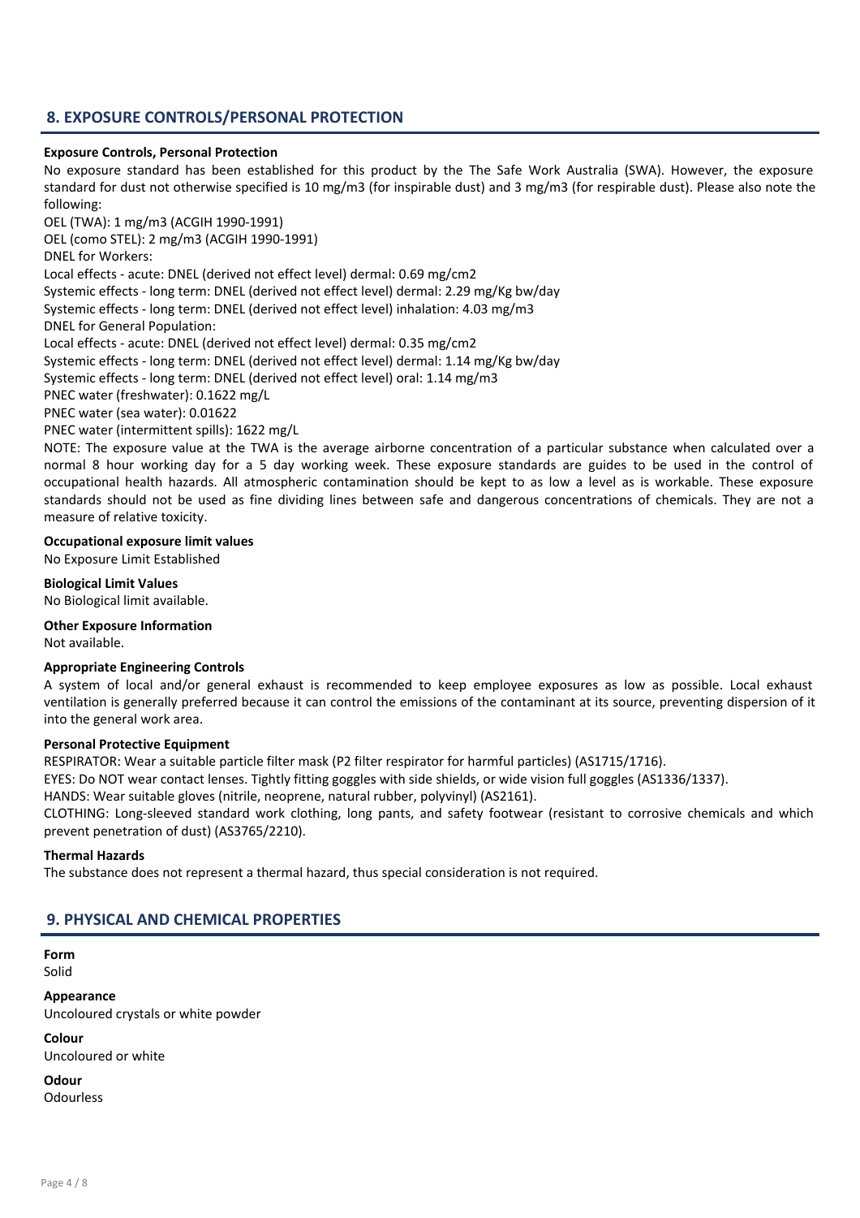## 8. EXPOSURE CONTROLS/PERSONAL PROTECTION

**Exposure Controls, Personal Protection**

No exposure standard has been established for this product by the The Safe Work Australia (SWA). However, the exposure standard for dust not otherwise specified is 10 mg/m3 (for inspirable dust) and 3 mg/m3 (for respirable dust). Please also note the following:

OEL (TWA): 1 mg/m3 (ACGIH 1990-1991)
OEL (como STEL): 2 mg/m3 (ACGIH 1990-1991)
DNEL for Workers:
Local effects - acute: DNEL (derived not effect level) dermal: 0.69 mg/cm2
Systemic effects - long term: DNEL (derived not effect level) dermal: 2.29 mg/Kg bw/day
Systemic effects - long term: DNEL (derived not effect level) inhalation: 4.03 mg/m3
DNEL for General Population:
Local effects - acute: DNEL (derived not effect level) dermal: 0.35 mg/cm2
Systemic effects - long term: DNEL (derived not effect level) dermal: 1.14 mg/Kg bw/day
Systemic effects - long term: DNEL (derived not effect level) oral: 1.14 mg/m3
PNEC water (freshwater): 0.1622 mg/L
PNEC water (sea water): 0.01622
PNEC water (intermittent spills): 1622 mg/L

NOTE: The exposure value at the TWA is the average airborne concentration of a particular substance when calculated over a normal 8 hour working day for a 5 day working week. These exposure standards are guides to be used in the control of occupational health hazards. All atmospheric contamination should be kept to as low a level as is workable. These exposure standards should not be used as fine dividing lines between safe and dangerous concentrations of chemicals. They are not a measure of relative toxicity.

**Occupational exposure limit values**

No Exposure Limit Established

**Biological Limit Values**

No Biological limit available.

**Other Exposure Information**

Not available.

**Appropriate Engineering Controls**

A system of local and/or general exhaust is recommended to keep employee exposures as low as possible. Local exhaust ventilation is generally preferred because it can control the emissions of the contaminant at its source, preventing dispersion of it into the general work area.

**Personal Protective Equipment**

RESPIRATOR: Wear a suitable particle filter mask (P2 filter respirator for harmful particles) (AS1715/1716).
EYES: Do NOT wear contact lenses. Tightly fitting goggles with side shields, or wide vision full goggles (AS1336/1337).
HANDS: Wear suitable gloves (nitrile, neoprene, natural rubber, polyvinyl) (AS2161).
CLOTHING: Long-sleeved standard work clothing, long pants, and safety footwear (resistant to corrosive chemicals and which prevent penetration of dust) (AS3765/2210).

**Thermal Hazards**

The substance does not represent a thermal hazard, thus special consideration is not required.

## 9. PHYSICAL AND CHEMICAL PROPERTIES

**Form**

Solid

**Appearance**

Uncoloured crystals or white powder

**Colour**

Uncoloured or white

**Odour**

Odourless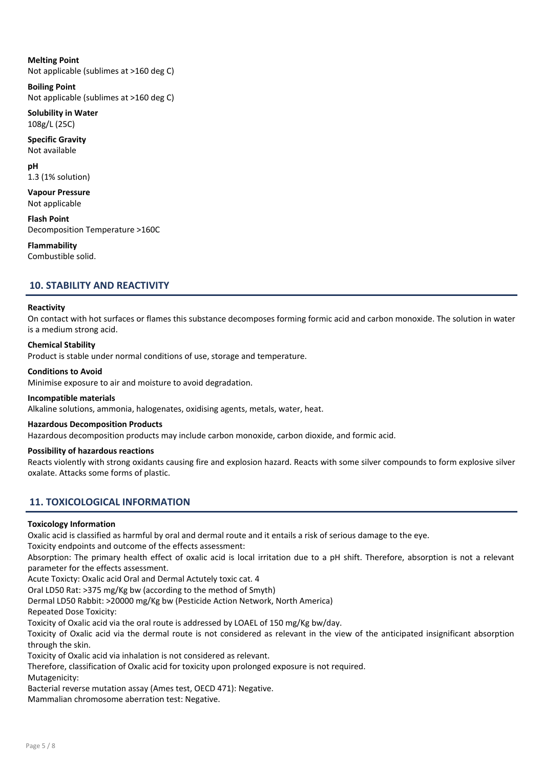**Melting Point**
Not applicable (sublimes at >160 deg C)

**Boiling Point**
Not applicable (sublimes at >160 deg C)

**Solubility in Water**
108g/L (25C)

**Specific Gravity**
Not available

**pH**
1.3 (1% solution)

**Vapour Pressure**
Not applicable

**Flash Point**
Decomposition Temperature >160C

**Flammability**
Combustible solid.

## 10. STABILITY AND REACTIVITY

**Reactivity**
On contact with hot surfaces or flames this substance decomposes forming formic acid and carbon monoxide. The solution in water is a medium strong acid.

**Chemical Stability**
Product is stable under normal conditions of use, storage and temperature.

**Conditions to Avoid**
Minimise exposure to air and moisture to avoid degradation.

**Incompatible materials**
Alkaline solutions, ammonia, halogenates, oxidising agents, metals, water, heat.

**Hazardous Decomposition Products**
Hazardous decomposition products may include carbon monoxide, carbon dioxide, and formic acid.

**Possibility of hazardous reactions**
Reacts violently with strong oxidants causing fire and explosion hazard. Reacts with some silver compounds to form explosive silver oxalate. Attacks some forms of plastic.

## 11. TOXICOLOGICAL INFORMATION

**Toxicology Information**
Oxalic acid is classified as harmful by oral and dermal route and it entails a risk of serious damage to the eye.
Toxicity endpoints and outcome of the effects assessment:
Absorption: The primary health effect of oxalic acid is local irritation due to a pH shift. Therefore, absorption is not a relevant parameter for the effects assessment.
Acute Toxicty: Oxalic acid Oral and Dermal Actutely toxic cat. 4
Oral LD50 Rat: >375 mg/Kg bw (according to the method of Smyth)
Dermal LD50 Rabbit: >20000 mg/Kg bw (Pesticide Action Network, North America)
Repeated Dose Toxicity:
Toxicity of Oxalic acid via the oral route is addressed by LOAEL of 150 mg/Kg bw/day.
Toxicity of Oxalic acid via the dermal route is not considered as relevant in the view of the anticipated insignificant absorption through the skin.
Toxicity of Oxalic acid via inhalation is not considered as relevant.
Therefore, classification of Oxalic acid for toxicity upon prolonged exposure is not required.
Mutagenicity:
Bacterial reverse mutation assay (Ames test, OECD 471): Negative.
Mammalian chromosome aberration test: Negative.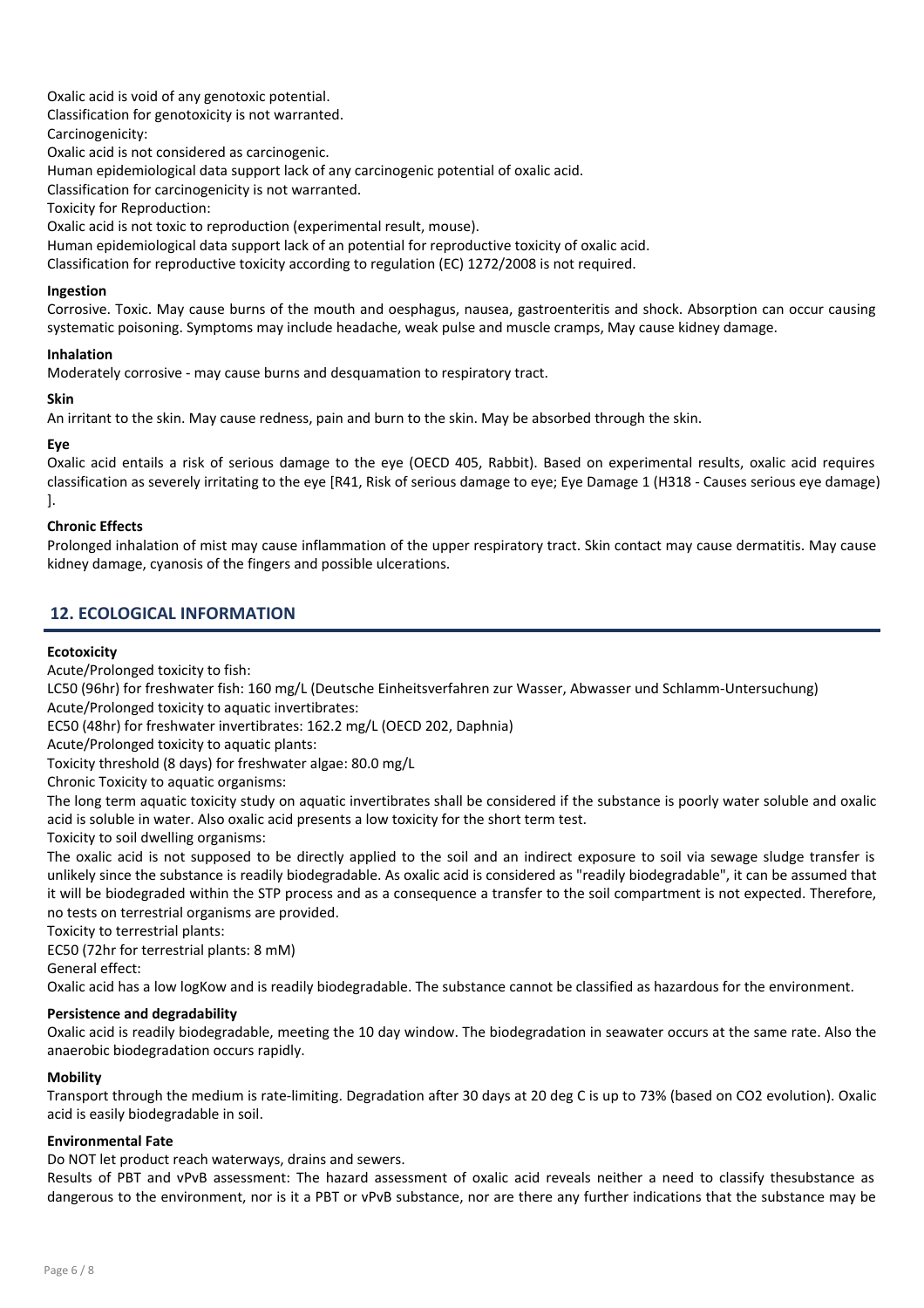Oxalic acid is void of any genotoxic potential.
Classification for genotoxicity is not warranted.
Carcinogenicity:
Oxalic acid is not considered as carcinogenic.
Human epidemiological data support lack of any carcinogenic potential of oxalic acid.
Classification for carcinogenicity is not warranted.
Toxicity for Reproduction:
Oxalic acid is not toxic to reproduction (experimental result, mouse).
Human epidemiological data support lack of an potential for reproductive toxicity of oxalic acid.
Classification for reproductive toxicity according to regulation (EC) 1272/2008 is not required.

**Ingestion**

Corrosive. Toxic. May cause burns of the mouth and oesphagus, nausea, gastroenteritis and shock. Absorption can occur causing systematic poisoning. Symptoms may include headache, weak pulse and muscle cramps, May cause kidney damage.

**Inhalation**

Moderately corrosive - may cause burns and desquamation to respiratory tract.

**Skin**

An irritant to the skin. May cause redness, pain and burn to the skin. May be absorbed through the skin.

**Eye**

Oxalic acid entails a risk of serious damage to the eye (OECD 405, Rabbit). Based on experimental results, oxalic acid requires classification as severely irritating to the eye [R41, Risk of serious damage to eye; Eye Damage 1 (H318 - Causes serious eye damage) ].

**Chronic Effects**

Prolonged inhalation of mist may cause inflammation of the upper respiratory tract. Skin contact may cause dermatitis. May cause kidney damage, cyanosis of the fingers and possible ulcerations.

## 12. ECOLOGICAL INFORMATION

**Ecotoxicity**

Acute/Prolonged toxicity to fish:
LC50 (96hr) for freshwater fish: 160 mg/L (Deutsche Einheitsverfahren zur Wasser, Abwasser und Schlamm-Untersuchung)
Acute/Prolonged toxicity to aquatic invertibrates:
EC50 (48hr) for freshwater invertibrates: 162.2 mg/L (OECD 202, Daphnia)
Acute/Prolonged toxicity to aquatic plants:
Toxicity threshold (8 days) for freshwater algae: 80.0 mg/L
Chronic Toxicity to aquatic organisms:
The long term aquatic toxicity study on aquatic invertibrates shall be considered if the substance is poorly water soluble and oxalic acid is soluble in water. Also oxalic acid presents a low toxicity for the short term test.
Toxicity to soil dwelling organisms:
The oxalic acid is not supposed to be directly applied to the soil and an indirect exposure to soil via sewage sludge transfer is unlikely since the substance is readily biodegradable. As oxalic acid is considered as "readily biodegradable", it can be assumed that it will be biodegraded within the STP process and as a consequence a transfer to the soil compartment is not expected. Therefore, no tests on terrestrial organisms are provided.
Toxicity to terrestrial plants:
EC50 (72hr for terrestrial plants: 8 mM)
General effect:
Oxalic acid has a low logKow and is readily biodegradable. The substance cannot be classified as hazardous for the environment.

**Persistence and degradability**

Oxalic acid is readily biodegradable, meeting the 10 day window. The biodegradation in seawater occurs at the same rate. Also the anaerobic biodegradation occurs rapidly.

**Mobility**

Transport through the medium is rate-limiting. Degradation after 30 days at 20 deg C is up to 73% (based on $CO_2$ evolution). Oxalic acid is easily biodegradable in soil.

**Environmental Fate**

Do NOT let product reach waterways, drains and sewers.
Results of PBT and vPvB assessment: The hazard assessment of oxalic acid reveals neither a need to classify thesubstance as dangerous to the environment, nor is it a PBT or vPvB substance, nor are there any further indications that the substance may be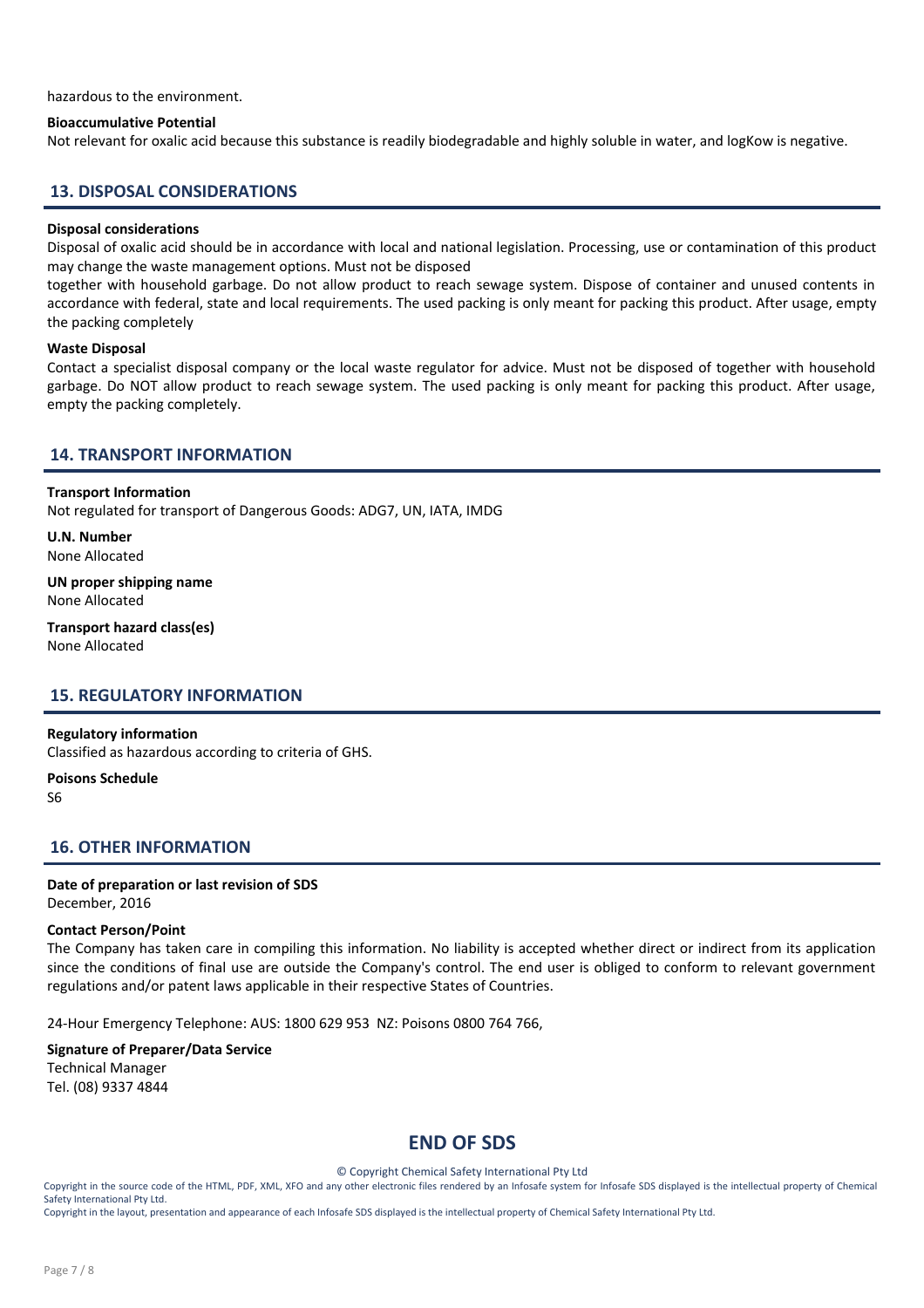hazardous to the environment.

**Bioaccumulative Potential**
Not relevant for oxalic acid because this substance is readily biodegradable and highly soluble in water, and logKow is negative.

## 13. DISPOSAL CONSIDERATIONS

**Disposal considerations**
Disposal of oxalic acid should be in accordance with local and national legislation. Processing, use or contamination of this product may change the waste management options. Must not be disposed
together with household garbage. Do not allow product to reach sewage system. Dispose of container and unused contents in accordance with federal, state and local requirements. The used packing is only meant for packing this product. After usage, empty the packing completely

**Waste Disposal**
Contact a specialist disposal company or the local waste regulator for advice. Must not be disposed of together with household garbage. Do NOT allow product to reach sewage system. The used packing is only meant for packing this product. After usage, empty the packing completely.

## 14. TRANSPORT INFORMATION

**Transport Information**
Not regulated for transport of Dangerous Goods: ADG7, UN, IATA, IMDG

**U.N. Number**
None Allocated

**UN proper shipping name**
None Allocated

**Transport hazard class(es)**
None Allocated

## 15. REGULATORY INFORMATION

**Regulatory information**
Classified as hazardous according to criteria of GHS.

**Poisons Schedule**
S6

## 16. OTHER INFORMATION

**Date of preparation or last revision of SDS**
December, 2016

**Contact Person/Point**
The Company has taken care in compiling this information. No liability is accepted whether direct or indirect from its application since the conditions of final use are outside the Company's control. The end user is obliged to conform to relevant government regulations and/or patent laws applicable in their respective States of Countries.

24-Hour Emergency Telephone: AUS: 1800 629 953 NZ: Poisons 0800 764 766,

**Signature of Preparer/Data Service**
Technical Manager
Tel. (08) 9337 4844

## END OF SDS

© Copyright Chemical Safety International Pty Ltd

Copyright in the source code of the HTML, PDF, XML, XFO and any other electronic files rendered by an Infosafe system for Infosafe SDS displayed is the intellectual property of Chemical Safety International Pty Ltd.

Copyright in the layout, presentation and appearance of each Infosafe SDS displayed is the intellectual property of Chemical Safety International Pty Ltd.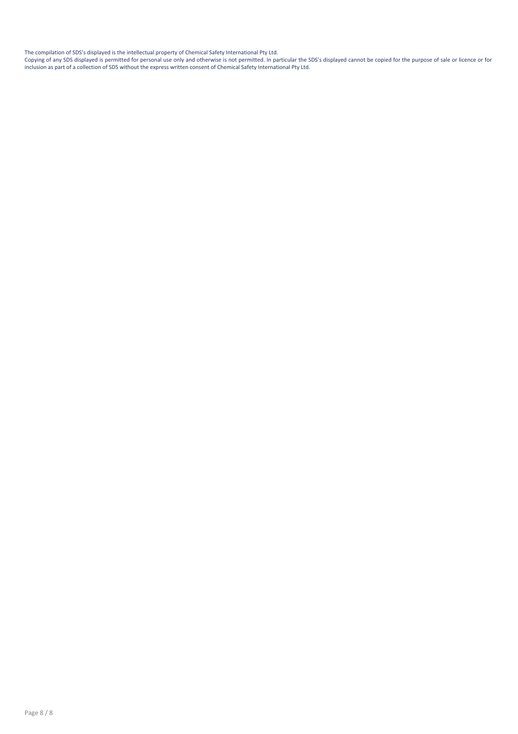The compilation of SDS's displayed is the intellectual property of Chemical Safety International Pty Ltd.
Copying of any SDS displayed is permitted for personal use only and otherwise is not permitted. In particular the SDS's displayed cannot be copied for the purpose of sale or licence or for inclusion as part of a collection of SDS without the express written consent of Chemical Safety International Pty Ltd.